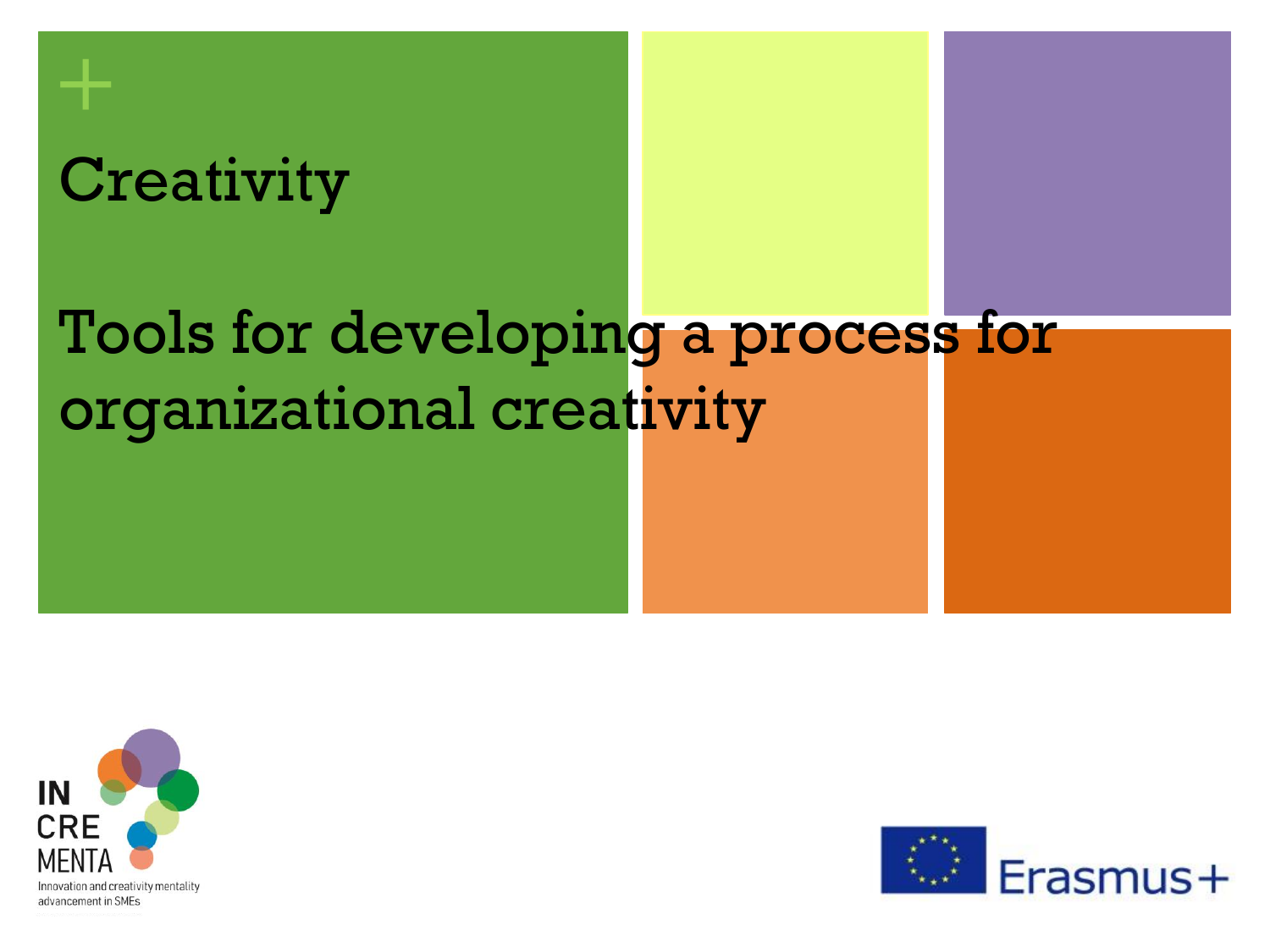# Creativity

## Tools for developing a process for organizational creativity

IN CRE MENTA

Innovation and creativity mentality advancement in SMEs

Erasmus+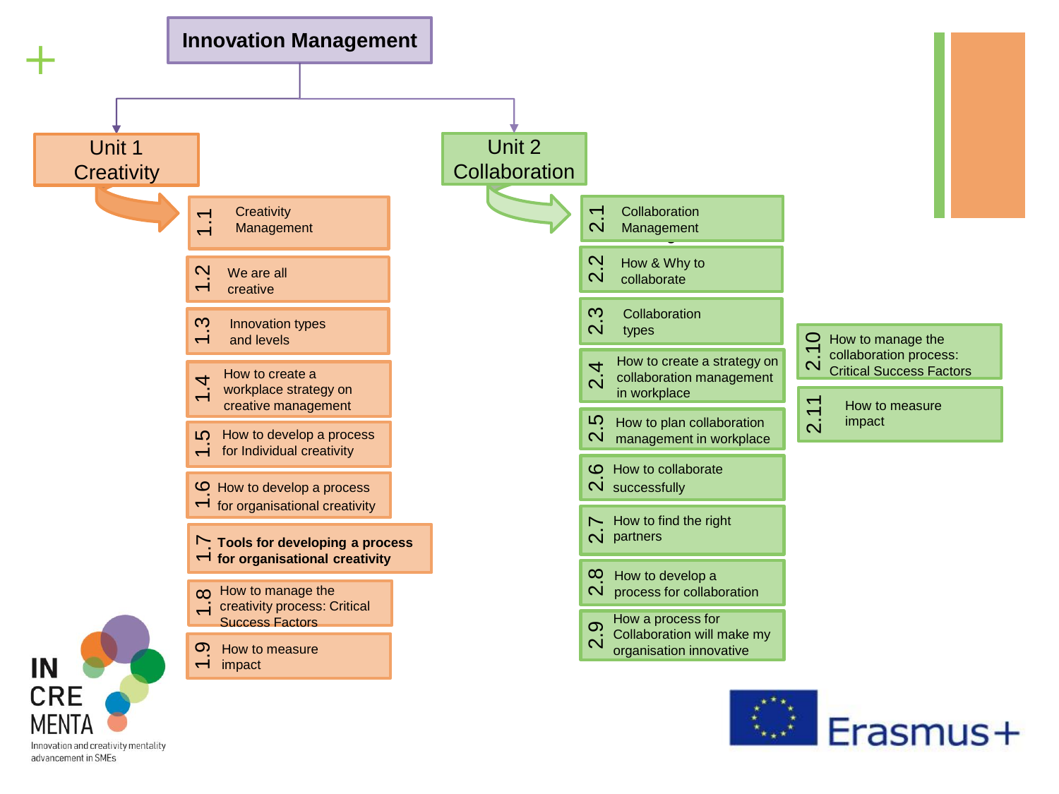# Innovation Management

## Unit 1 Creativity

- 1.1 Creativity Management
- 1.2 We are all creative
- 1.3 Innovation types and levels
- 1.4 How to create a workplace strategy on creative management
- 1.5 How to develop a process for Individual creativity
- 1.6 How to develop a process for organisational creativity
- 1.7 **Tools for developing a process for organisational creativity**
- 1.8 How to manage the creativity process: Critical Success Factors
- 1.9 How to measure impact

## Unit 2 Collaboration

- 2.1 Collaboration Management
- 2.2 How & Why to collaborate
- 2.3 Collaboration types
- 2.4 How to create a strategy on collaboration management in workplace
- 2.5 How to plan collaboration management in workplace
- 2.6 How to collaborate successfully
- 2.7 How to find the right partners
- 2.8 How to develop a process for collaboration
- 2.9 How a process for Collaboration will make my organisation innovative
- 2.10 How to manage the collaboration process: Critical Success Factors
- 2.11 How to measure impact

INCREMENTA
Innovation and creativity mentality advancement in SMEs

Erasmus+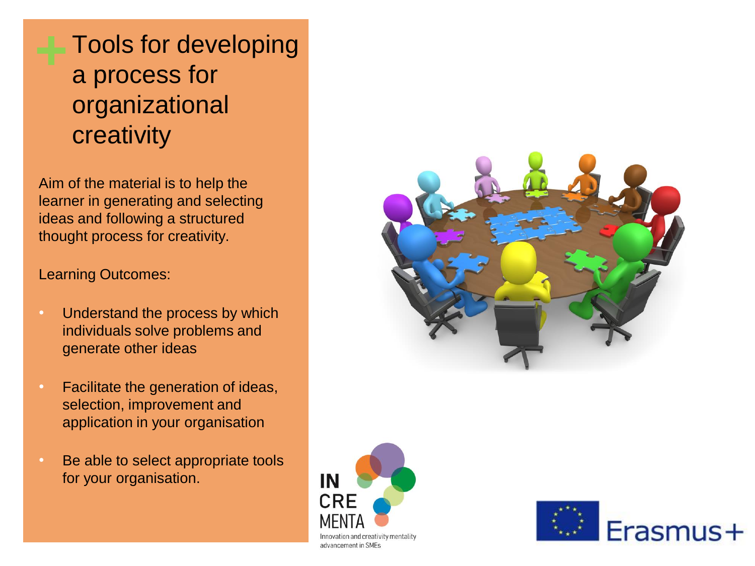# Tools for developing a process for organizational creativity

Aim of the material is to help the learner in generating and selecting ideas and following a structured thought process for creativity.

Learning Outcomes:

- Understand the process by which individuals solve problems and generate other ideas
- Facilitate the generation of ideas, selection, improvement and application in your organisation
- Be able to select appropriate tools for your organisation.

IN CRE MENTA
Innovation and creativity mentality advancement in SMEs

Erasmus+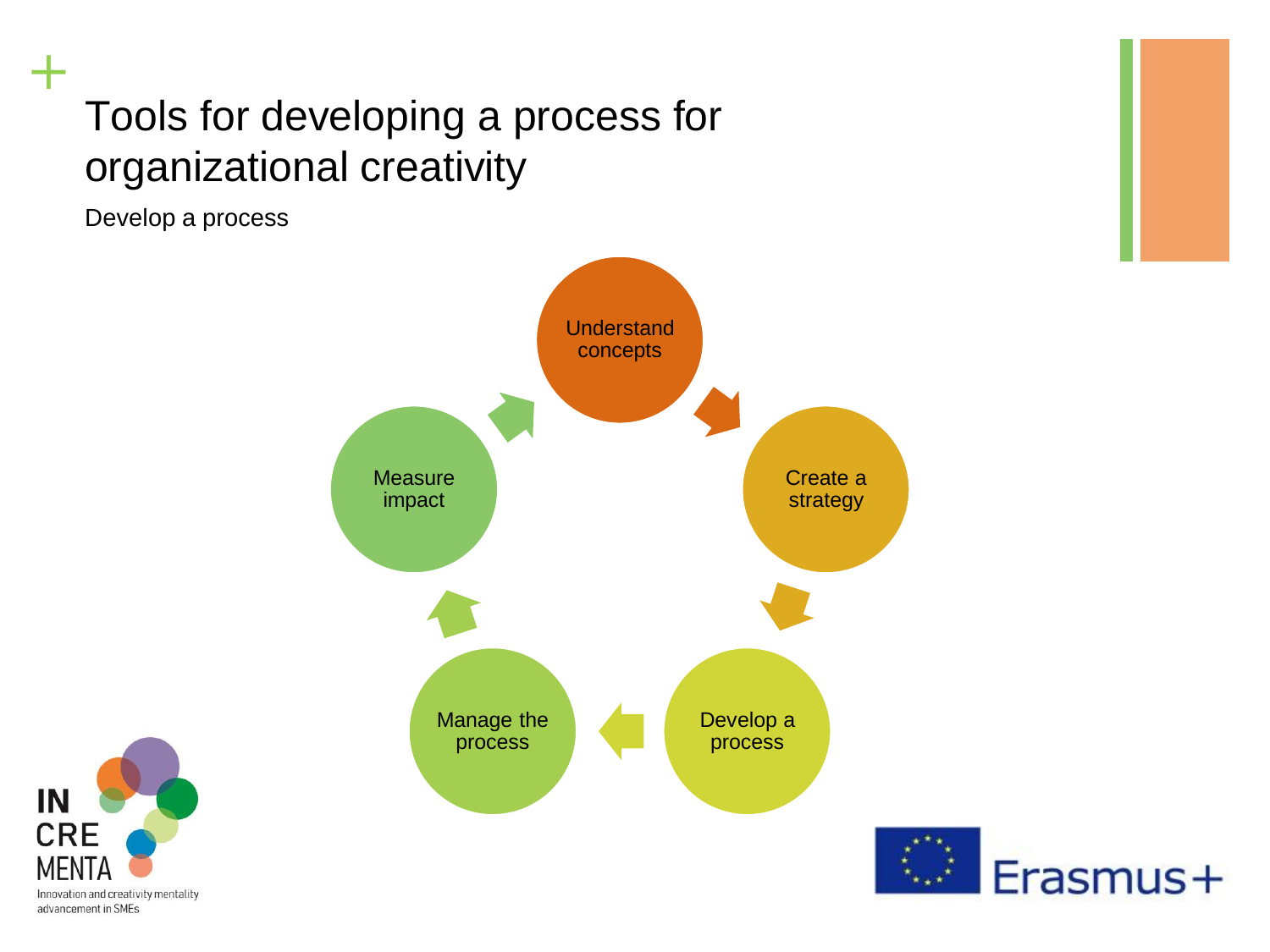# Tools for developing a process for organizational creativity

Develop a process

- Understand concepts
- Create a strategy
- Develop a process
- Manage the process
- Measure impact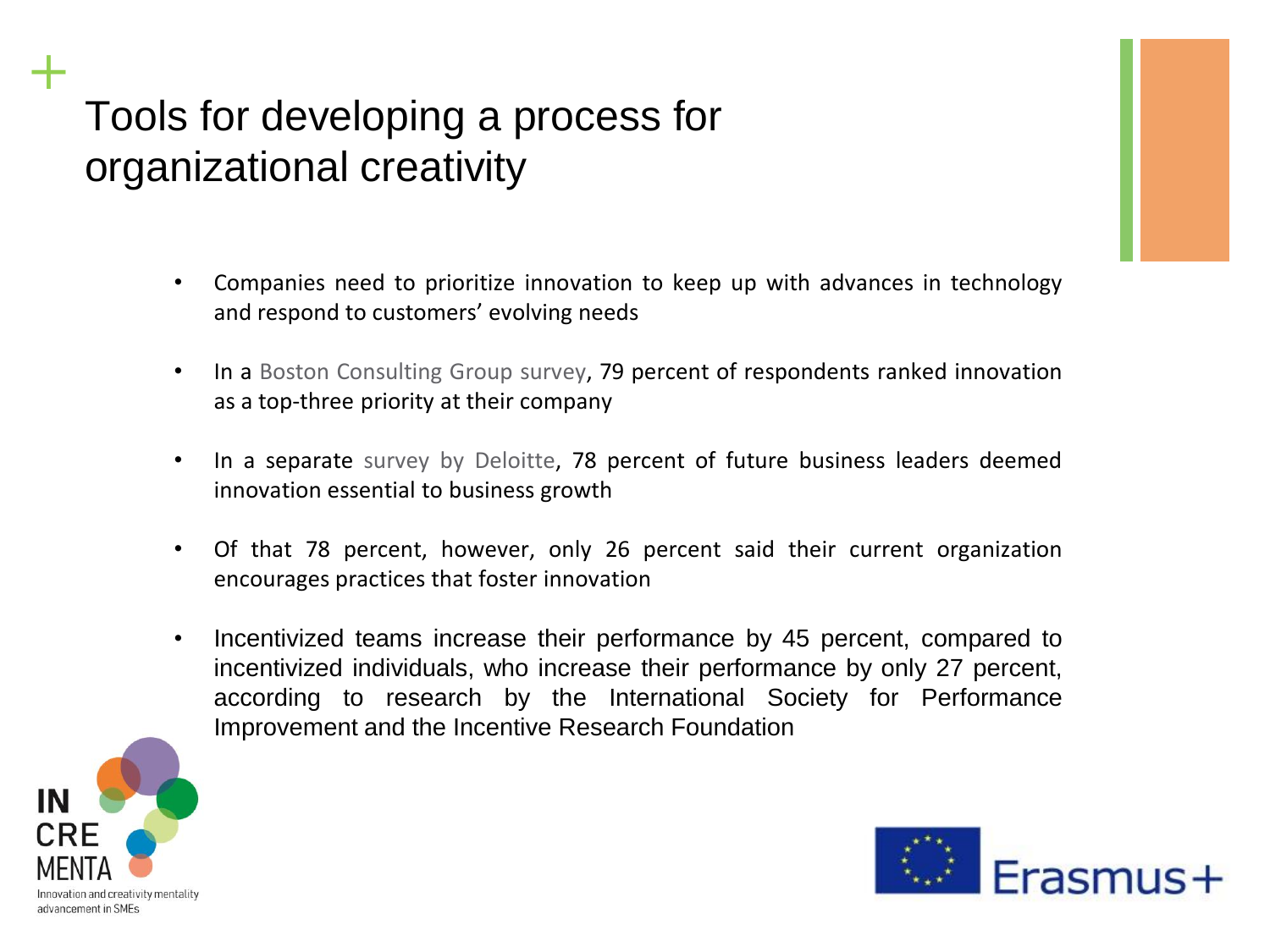# Tools for developing a process for organizational creativity

- Companies need to prioritize innovation to keep up with advances in technology and respond to customers' evolving needs
- In a Boston Consulting Group survey, 79 percent of respondents ranked innovation as a top-three priority at their company
- In a separate survey by Deloitte, 78 percent of future business leaders deemed innovation essential to business growth
- Of that 78 percent, however, only 26 percent said their current organization encourages practices that foster innovation
- Incentivized teams increase their performance by 45 percent, compared to incentivized individuals, who increase their performance by only 27 percent, according to research by the International Society for Performance Improvement and the Incentive Research Foundation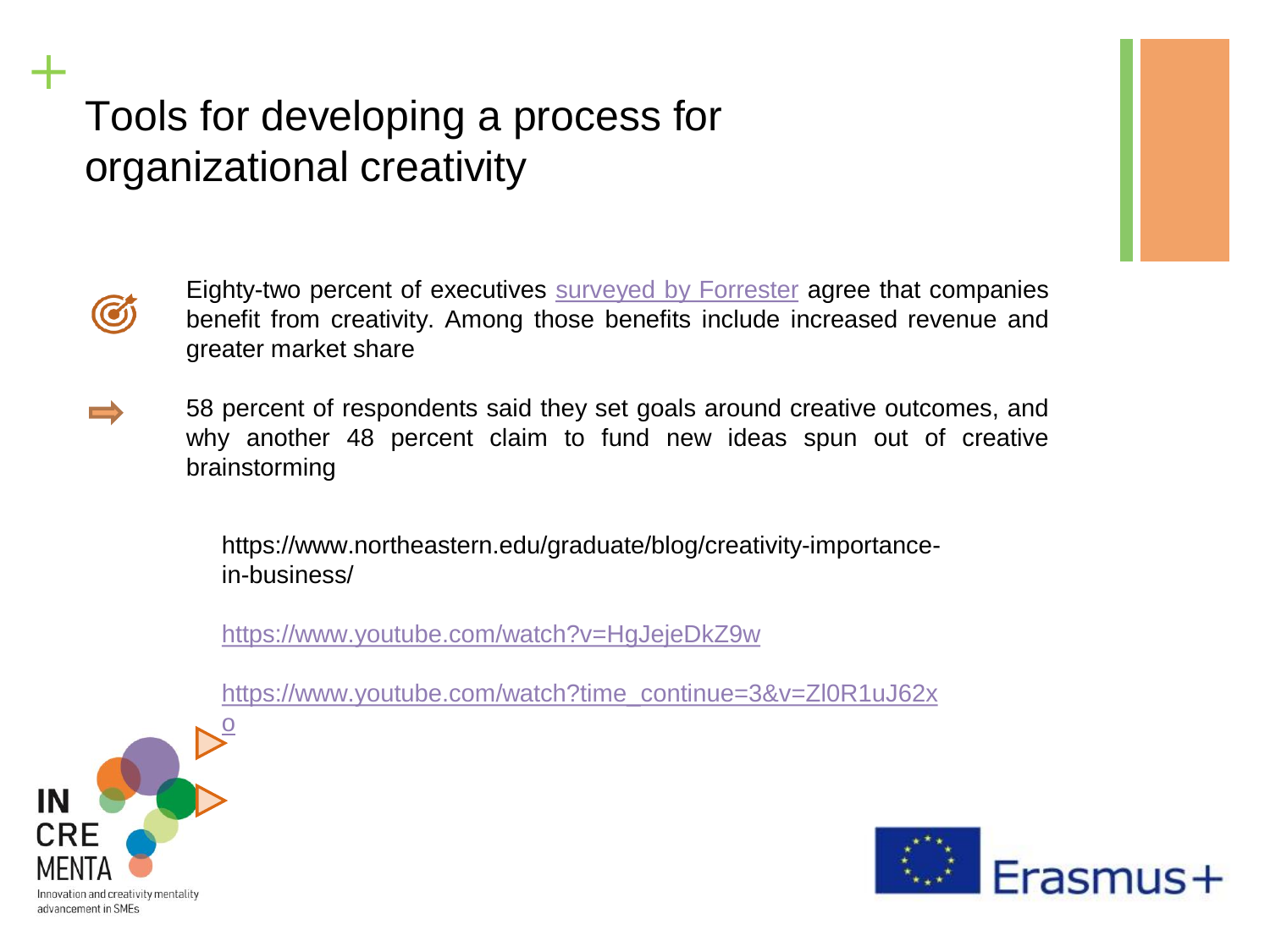# Tools for developing a process for organizational creativity

- Eighty-two percent of executives surveyed by Forrester agree that companies benefit from creativity. Among those benefits include increased revenue and greater market share

- 58 percent of respondents said they set goals around creative outcomes, and why another 48 percent claim to fund new ideas spun out of creative brainstorming

https://www.northeastern.edu/graduate/blog/creativity-importance-in-business/

https://www.youtube.com/watch?v=HgJejeDkZ9w

https://www.youtube.com/watch?time_continue=3&v=Zl0R1uJ62xo

IN CRE MENTA
Innovation and creativity mentality advancement in SMEs

Erasmus+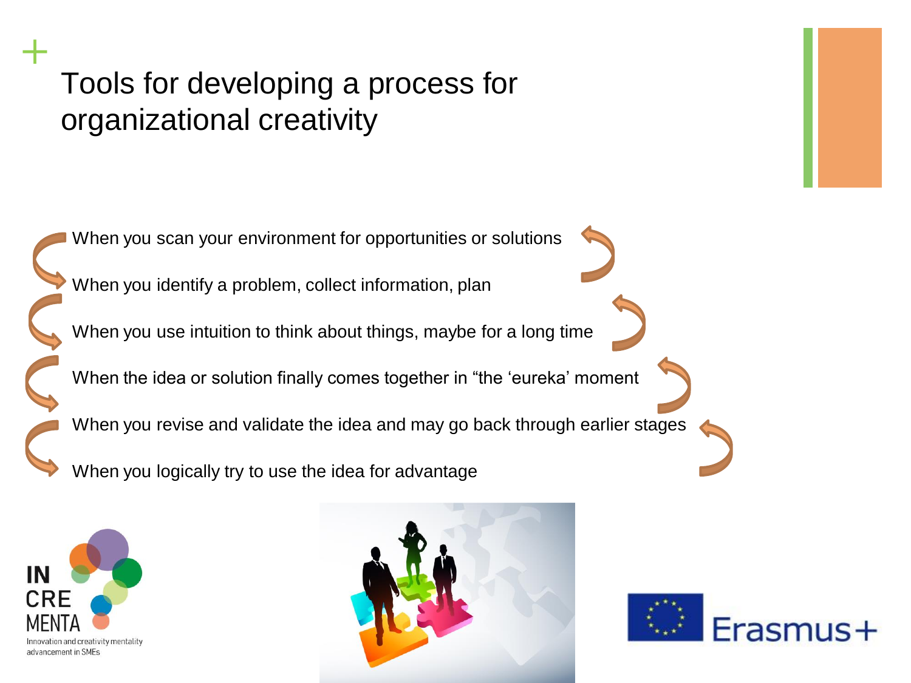# Tools for developing a process for organizational creativity

- When you scan your environment for opportunities or solutions
- When you identify a problem, collect information, plan
- When you use intuition to think about things, maybe for a long time
- When the idea or solution finally comes together in "the 'eureka' moment
- When you revise and validate the idea and may go back through earlier stages
- When you logically try to use the idea for advantage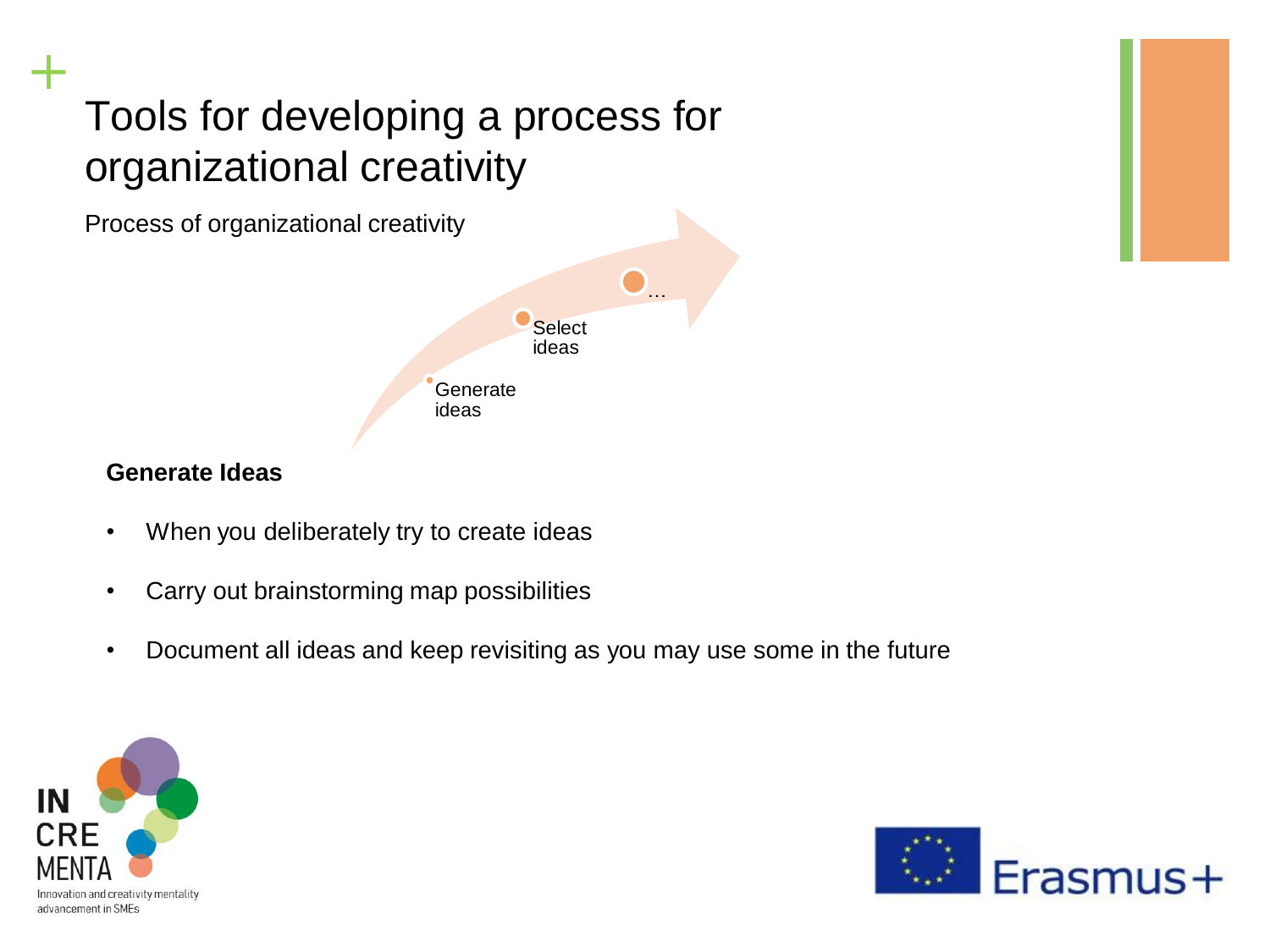# Tools for developing a process for organizational creativity

Process of organizational creativity

Generate ideas

Select ideas

…

**Generate Ideas**

- When you deliberately try to create ideas
- Carry out brainstorming map possibilities
- Document all ideas and keep revisiting as you may use some in the future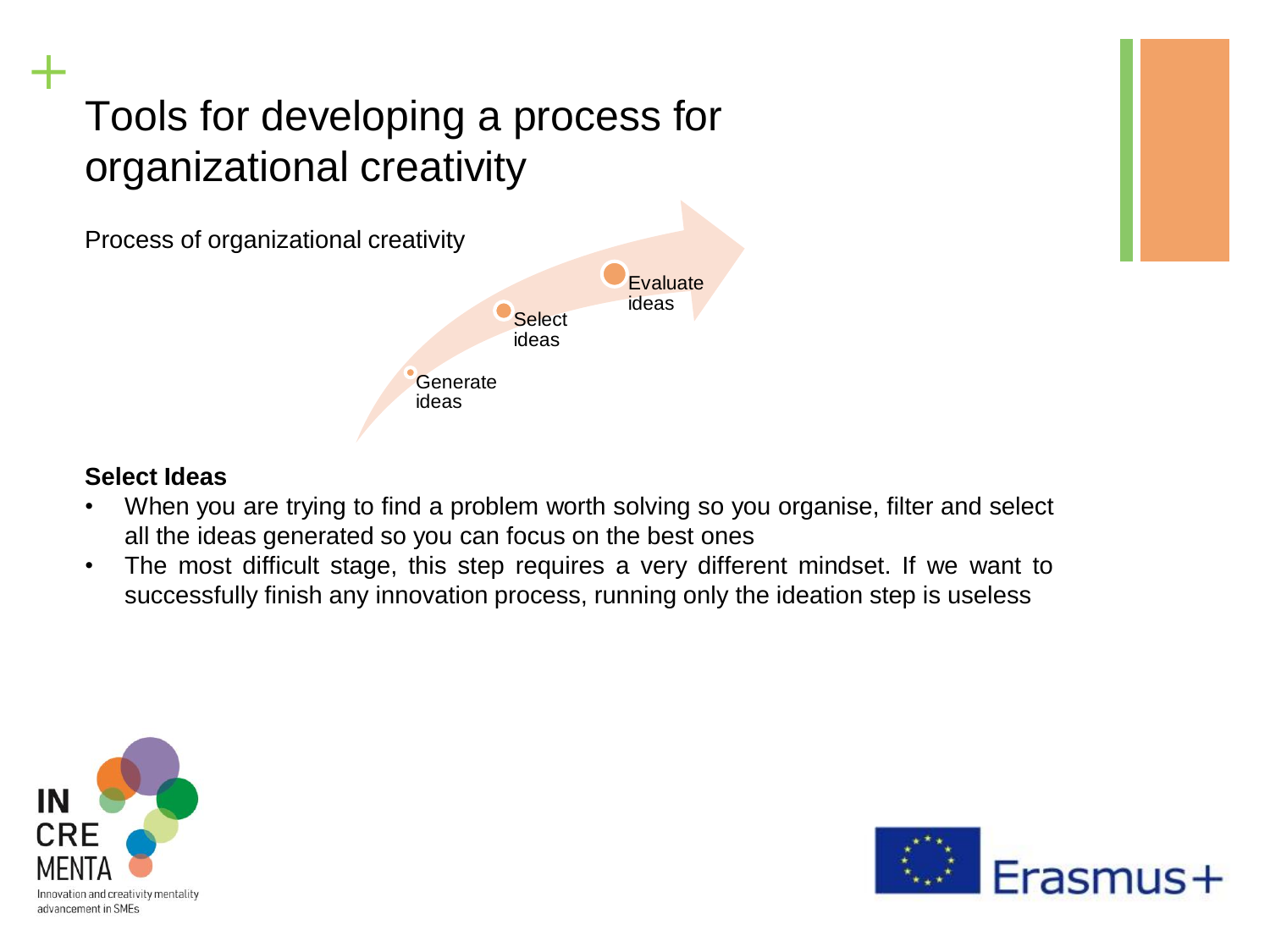# Tools for developing a process for organizational creativity

Process of organizational creativity

- Generate ideas
- Select ideas
- Evaluate ideas

**Select Ideas**

- When you are trying to find a problem worth solving so you organise, filter and select all the ideas generated so you can focus on the best ones
- The most difficult stage, this step requires a very different mindset. If we want to successfully finish any innovation process, running only the ideation step is useless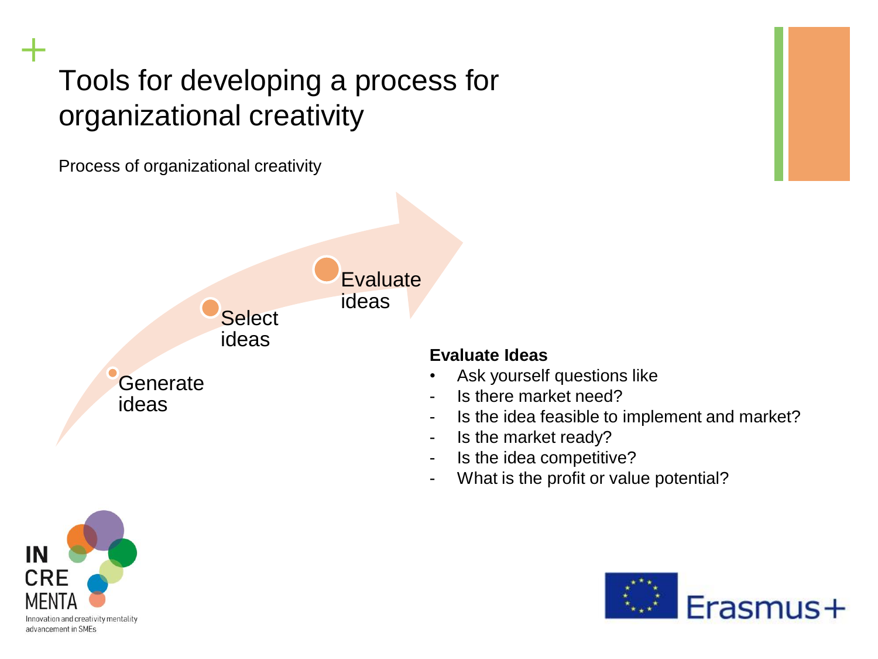# Tools for developing a process for organizational creativity

Process of organizational creativity

Generate ideas

Select ideas

Evaluate ideas

**Evaluate Ideas**

- Ask yourself questions like
- Is there market need?
- Is the idea feasible to implement and market?
- Is the market ready?
- Is the idea competitive?
- What is the profit or value potential?

IN CRE MENTA

Innovation and creativity mentality advancement in SMEs

Erasmus+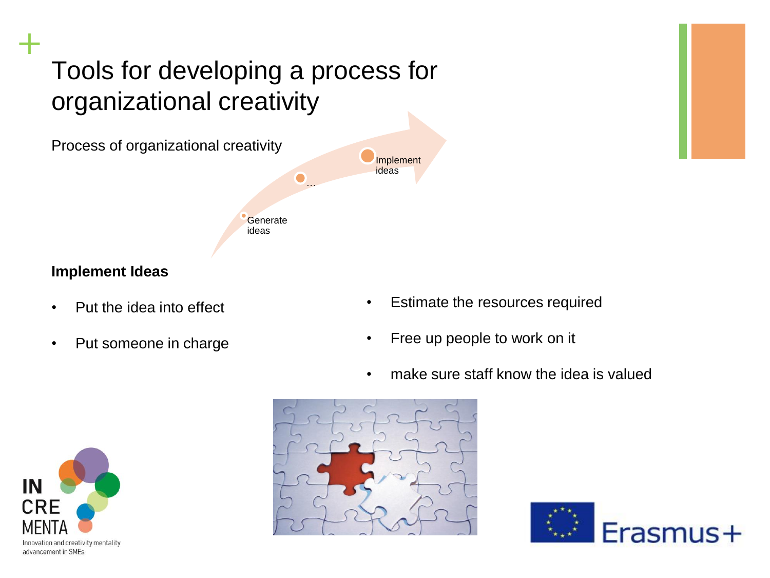# Tools for developing a process for organizational creativity

Process of organizational creativity

Generate ideas

…

Implement ideas

**Implement Ideas**

- Put the idea into effect
- Put someone in charge
- Estimate the resources required
- Free up people to work on it
- make sure staff know the idea is valued

INCREMENTA
Innovation and creativity mentality advancement in SMEs

Erasmus+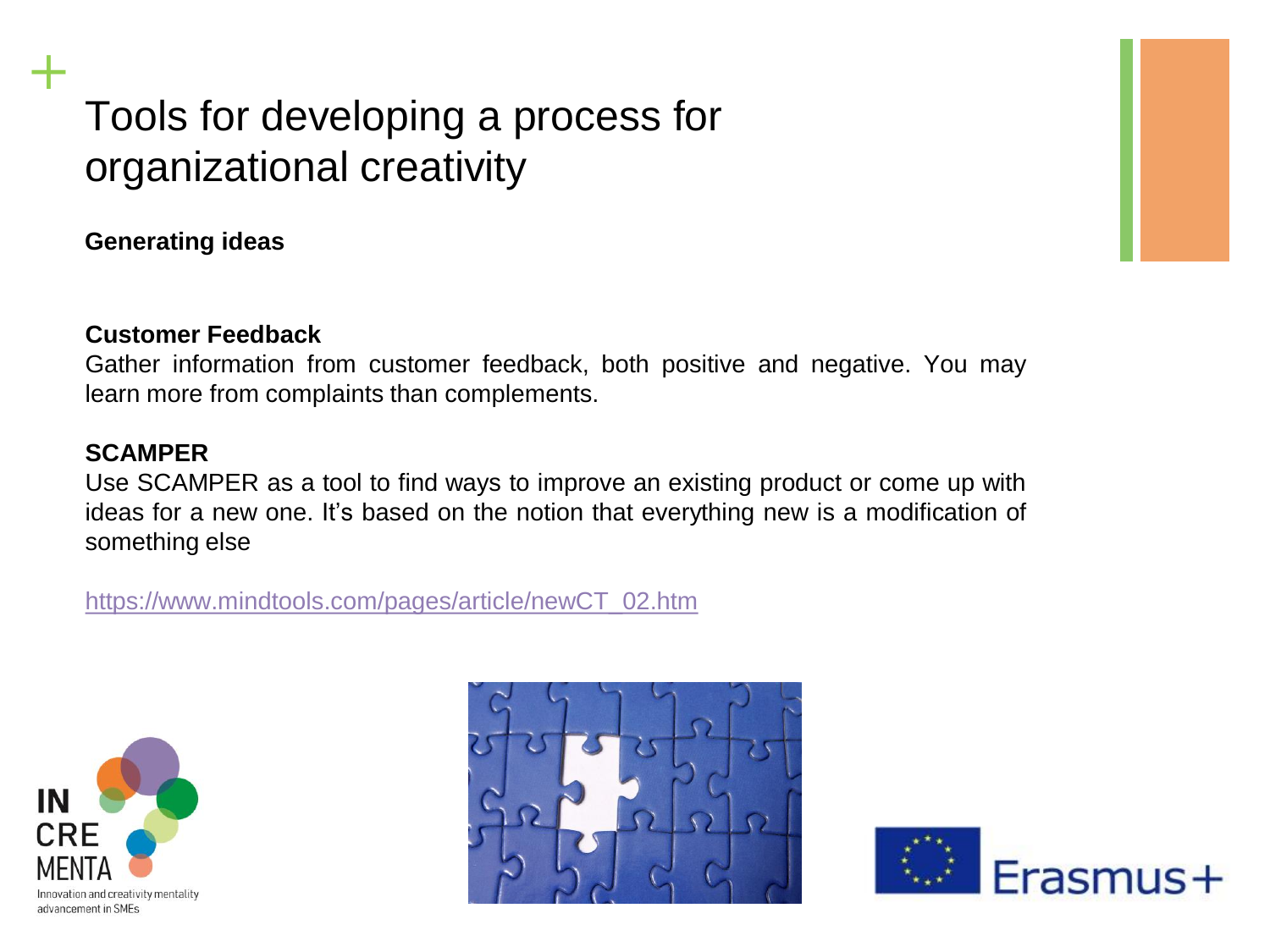# Tools for developing a process for organizational creativity

**Generating ideas**

**Customer Feedback**

Gather information from customer feedback, both positive and negative. You may learn more from complaints than complements.

**SCAMPER**

Use SCAMPER as a tool to find ways to improve an existing product or come up with ideas for a new one. It's based on the notion that everything new is a modification of something else

https://www.mindtools.com/pages/article/newCT_02.htm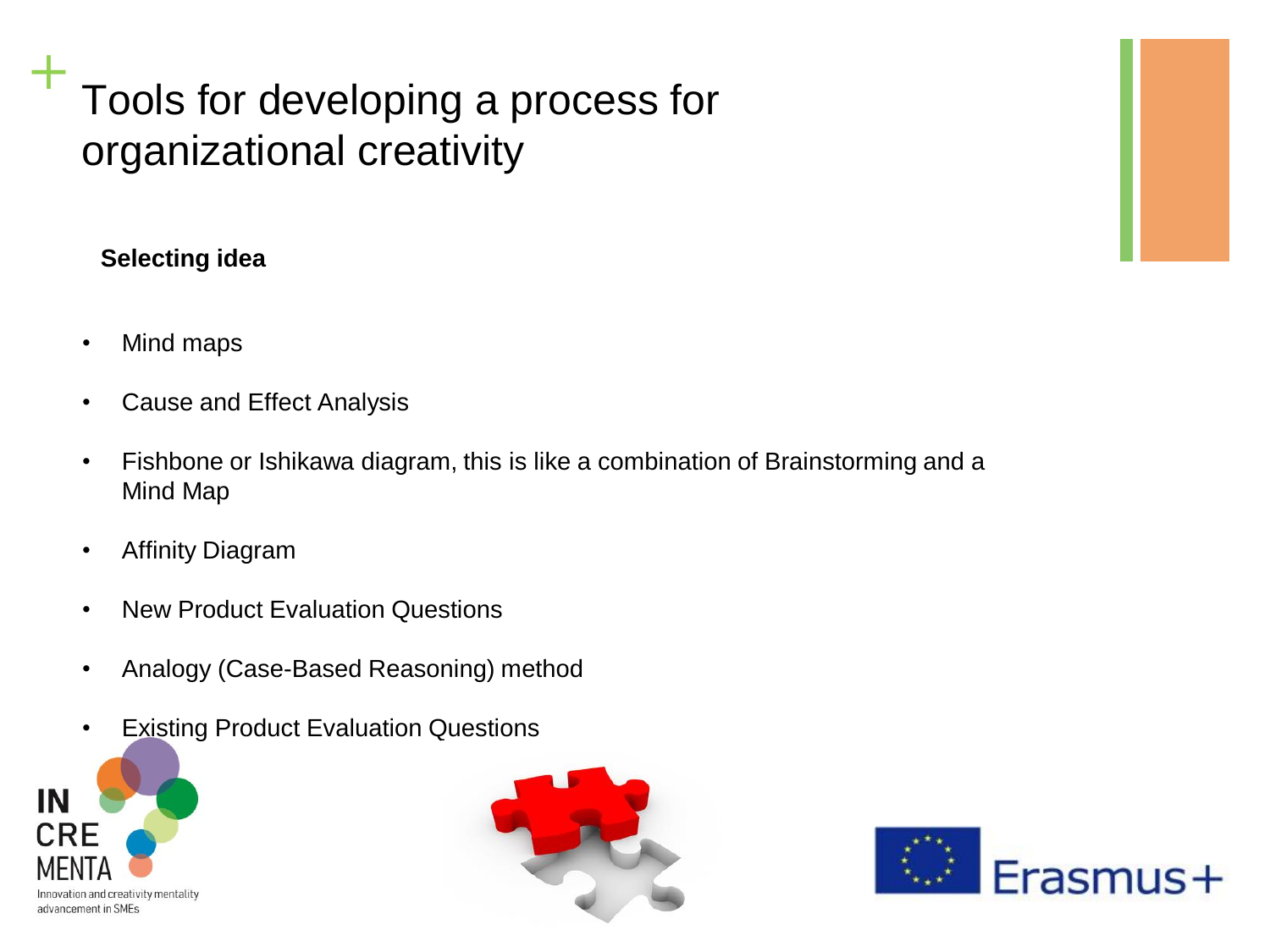# Tools for developing a process for organizational creativity

**Selecting idea**

- Mind maps
- Cause and Effect Analysis
- Fishbone or Ishikawa diagram, this is like a combination of Brainstorming and a Mind Map
- Affinity Diagram
- New Product Evaluation Questions
- Analogy (Case-Based Reasoning) method
- Existing Product Evaluation Questions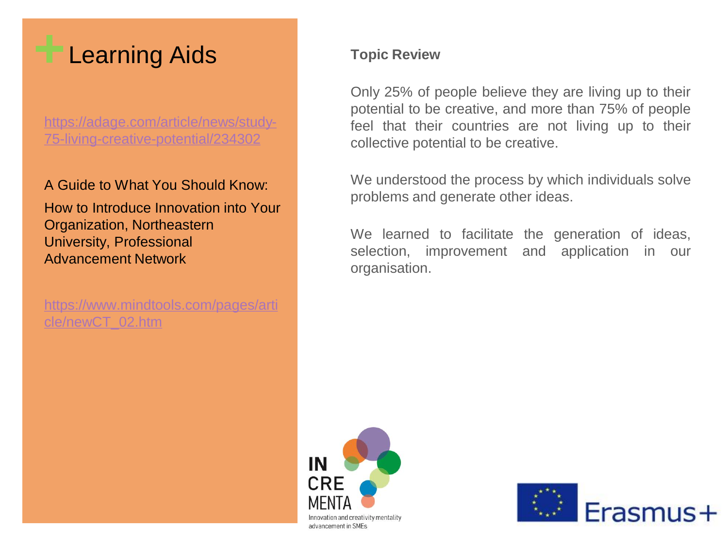# Learning Aids

https://adage.com/article/news/study-75-living-creative-potential/234302

A Guide to What You Should Know:

How to Introduce Innovation into Your Organization, Northeastern University, Professional Advancement Network

https://www.mindtools.com/pages/article/newCT_02.htm

**Topic Review**

Only 25% of people believe they are living up to their potential to be creative, and more than 75% of people feel that their countries are not living up to their collective potential to be creative.

We understood the process by which individuals solve problems and generate other ideas.

We learned to facilitate the generation of ideas, selection, improvement and application in our organisation.

IN CRE MENTA

Innovation and creativity mentality advancement in SMEs

Erasmus+